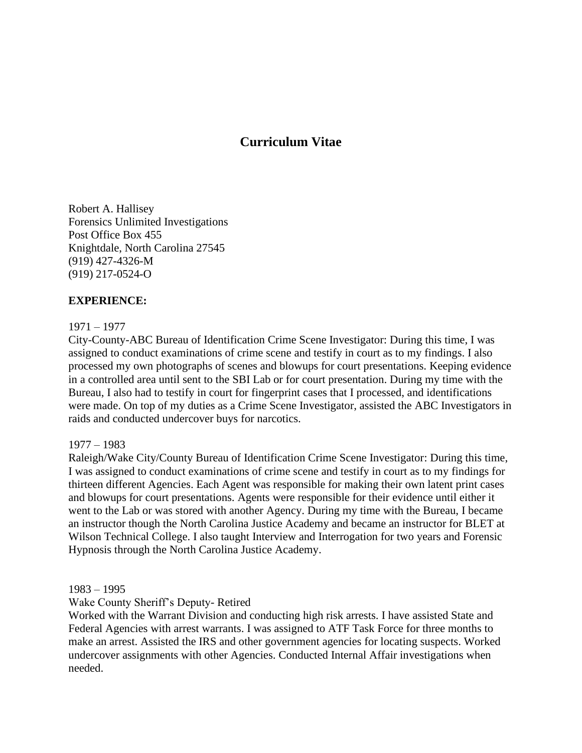# Curriculum Vitae

Robert A. Hallisey
Forensics Unlimited Investigations
Post Office Box 455
Knightdale, North Carolina 27545
(919) 427-4326-M
(919) 217-0524-O

**EXPERIENCE:**

1971 – 1977
City-County-ABC Bureau of Identification Crime Scene Investigator: During this time, I was assigned to conduct examinations of crime scene and testify in court as to my findings. I also processed my own photographs of scenes and blowups for court presentations. Keeping evidence in a controlled area until sent to the SBI Lab or for court presentation. During my time with the Bureau, I also had to testify in court for fingerprint cases that I processed, and identifications were made. On top of my duties as a Crime Scene Investigator, assisted the ABC Investigators in raids and conducted undercover buys for narcotics.

1977 – 1983
Raleigh/Wake City/County Bureau of Identification Crime Scene Investigator: During this time, I was assigned to conduct examinations of crime scene and testify in court as to my findings for thirteen different Agencies. Each Agent was responsible for making their own latent print cases and blowups for court presentations. Agents were responsible for their evidence until either it went to the Lab or was stored with another Agency. During my time with the Bureau, I became an instructor though the North Carolina Justice Academy and became an instructor for BLET at Wilson Technical College. I also taught Interview and Interrogation for two years and Forensic Hypnosis through the North Carolina Justice Academy.

1983 – 1995
Wake County Sheriff's Deputy- Retired
Worked with the Warrant Division and conducting high risk arrests. I have assisted State and Federal Agencies with arrest warrants. I was assigned to ATF Task Force for three months to make an arrest. Assisted the IRS and other government agencies for locating suspects. Worked undercover assignments with other Agencies. Conducted Internal Affair investigations when needed.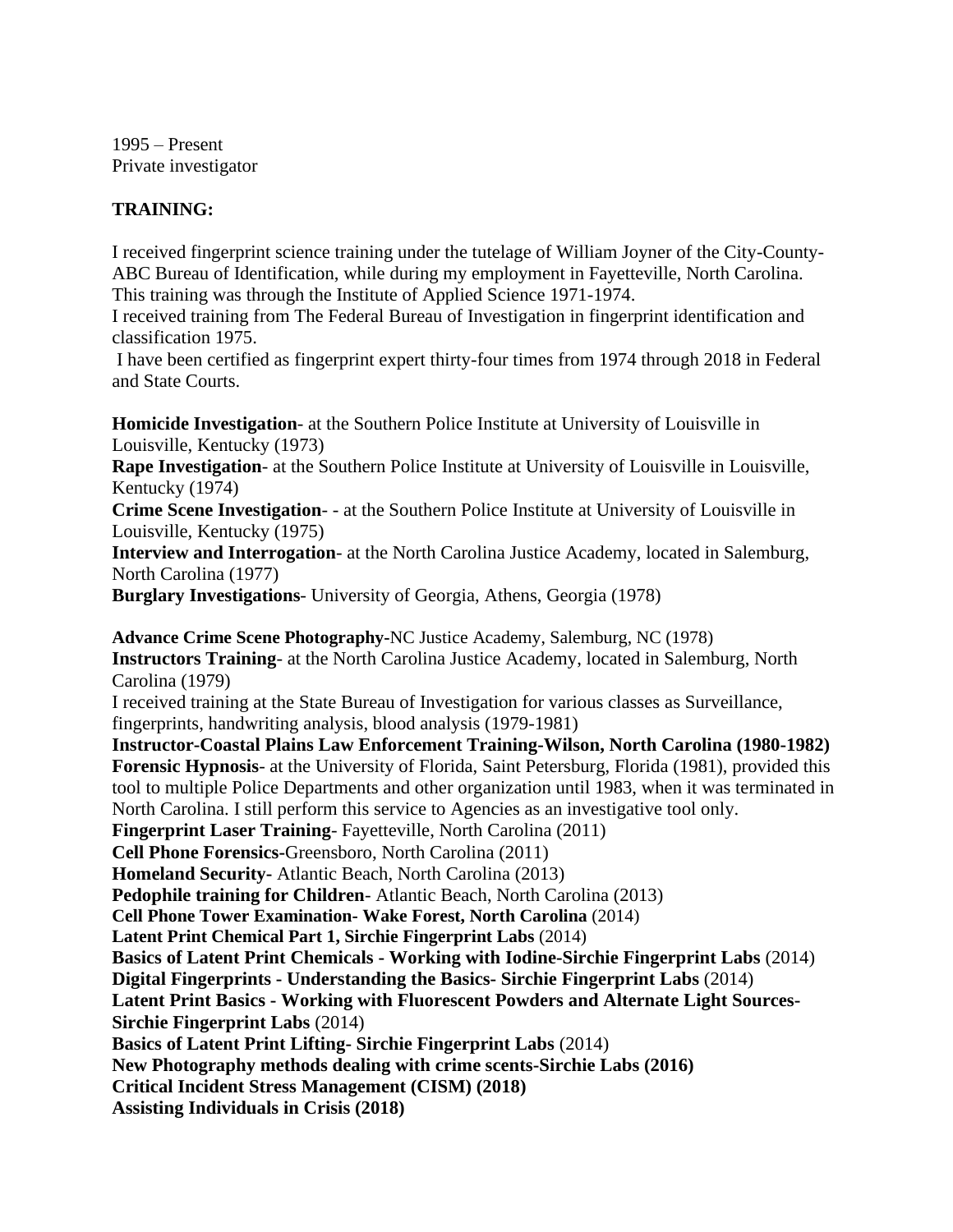1995 – Present
Private investigator

**TRAINING:**

I received fingerprint science training under the tutelage of William Joyner of the City-County-ABC Bureau of Identification, while during my employment in Fayetteville, North Carolina. This training was through the Institute of Applied Science 1971-1974.
I received training from The Federal Bureau of Investigation in fingerprint identification and classification 1975.
I have been certified as fingerprint expert thirty-four times from 1974 through 2018 in Federal and State Courts.

**Homicide Investigation**- at the Southern Police Institute at University of Louisville in Louisville, Kentucky (1973)
**Rape Investigation**- at the Southern Police Institute at University of Louisville in Louisville, Kentucky (1974)
**Crime Scene Investigation**- - at the Southern Police Institute at University of Louisville in Louisville, Kentucky (1975)
**Interview and Interrogation**- at the North Carolina Justice Academy, located in Salemburg, North Carolina (1977)
**Burglary Investigations**- University of Georgia, Athens, Georgia (1978)

**Advance Crime Scene Photography**-NC Justice Academy, Salemburg, NC (1978)
**Instructors Training**- at the North Carolina Justice Academy, located in Salemburg, North Carolina (1979)
I received training at the State Bureau of Investigation for various classes as Surveillance, fingerprints, handwriting analysis, blood analysis (1979-1981)
**Instructor-Coastal Plains Law Enforcement Training-Wilson, North Carolina (1980-1982)**
**Forensic Hypnosis**- at the University of Florida, Saint Petersburg, Florida (1981), provided this tool to multiple Police Departments and other organization until 1983, when it was terminated in North Carolina. I still perform this service to Agencies as an investigative tool only.
**Fingerprint Laser Training**- Fayetteville, North Carolina (2011)
**Cell Phone Forensics-**Greensboro, North Carolina (2011)
**Homeland Security-** Atlantic Beach, North Carolina (2013)
**Pedophile training for Children**- Atlantic Beach, North Carolina (2013)
**Cell Phone Tower Examination- Wake Forest, North Carolina** (2014)
**Latent Print Chemical Part 1, Sirchie Fingerprint Labs** (2014)
**Basics of Latent Print Chemicals - Working with Iodine-Sirchie Fingerprint Labs** (2014)
**Digital Fingerprints - Understanding the Basics- Sirchie Fingerprint Labs** (2014)
**Latent Print Basics - Working with Fluorescent Powders and Alternate Light Sources-Sirchie Fingerprint Labs** (2014)
**Basics of Latent Print Lifting- Sirchie Fingerprint Labs** (2014)
**New Photography methods dealing with crime scents-Sirchie Labs (2016)**
**Critical Incident Stress Management (CISM) (2018)**
**Assisting Individuals in Crisis (2018)**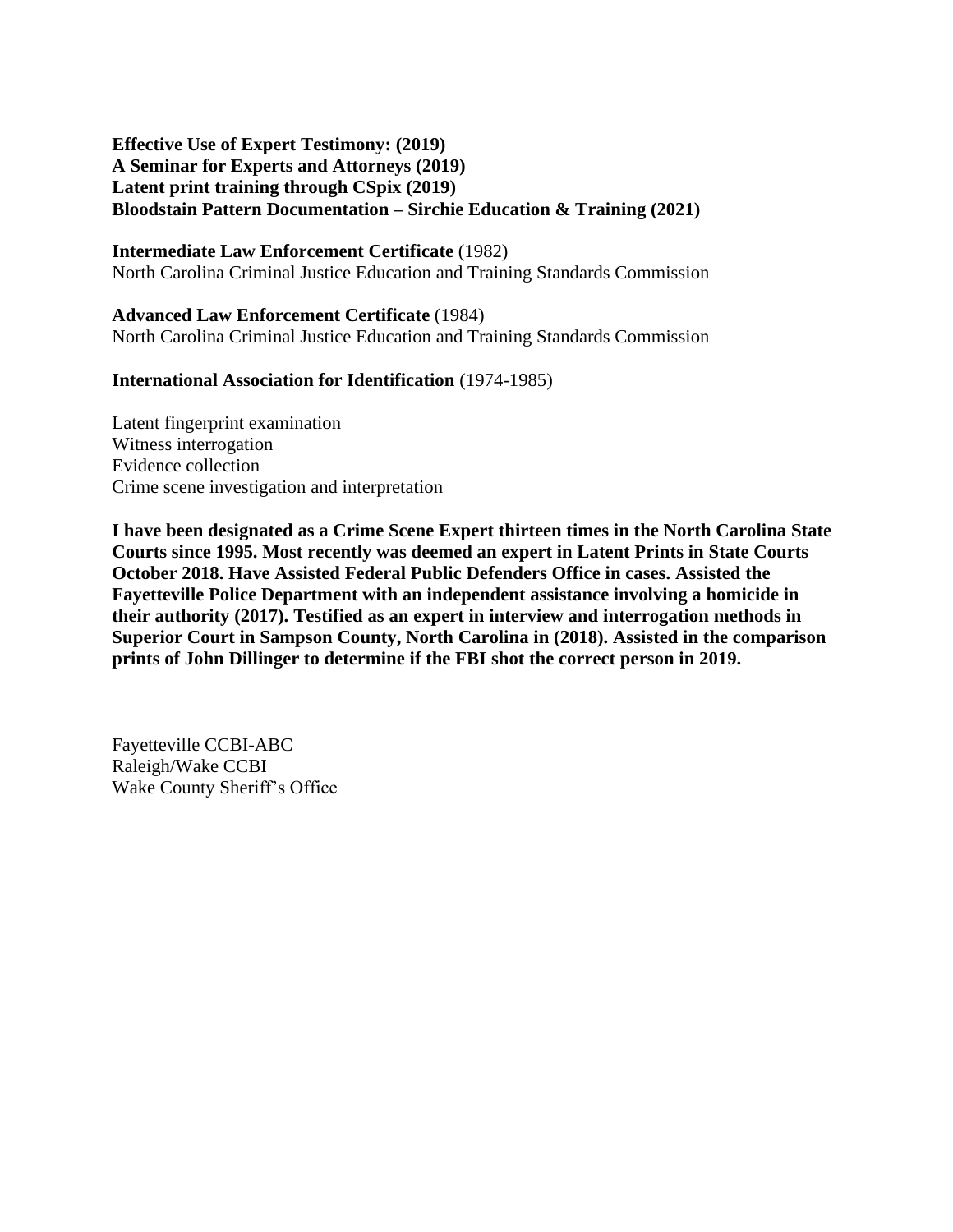**Effective Use of Expert Testimony: (2019)**
**A Seminar for Experts and Attorneys (2019)**
**Latent print training through CSpix (2019)**
**Bloodstain Pattern Documentation – Sirchie Education & Training (2021)**

**Intermediate Law Enforcement Certificate** (1982)
North Carolina Criminal Justice Education and Training Standards Commission

**Advanced Law Enforcement Certificate** (1984)
North Carolina Criminal Justice Education and Training Standards Commission

**International Association for Identification** (1974-1985)

Latent fingerprint examination
Witness interrogation
Evidence collection
Crime scene investigation and interpretation

**I have been designated as a Crime Scene Expert thirteen times in the North Carolina State Courts since 1995. Most recently was deemed an expert in Latent Prints in State Courts October 2018. Have Assisted Federal Public Defenders Office in cases. Assisted the Fayetteville Police Department with an independent assistance involving a homicide in their authority (2017). Testified as an expert in interview and interrogation methods in Superior Court in Sampson County, North Carolina in (2018). Assisted in the comparison prints of John Dillinger to determine if the FBI shot the correct person in 2019.**

Fayetteville CCBI-ABC
Raleigh/Wake CCBI
Wake County Sheriff's Office